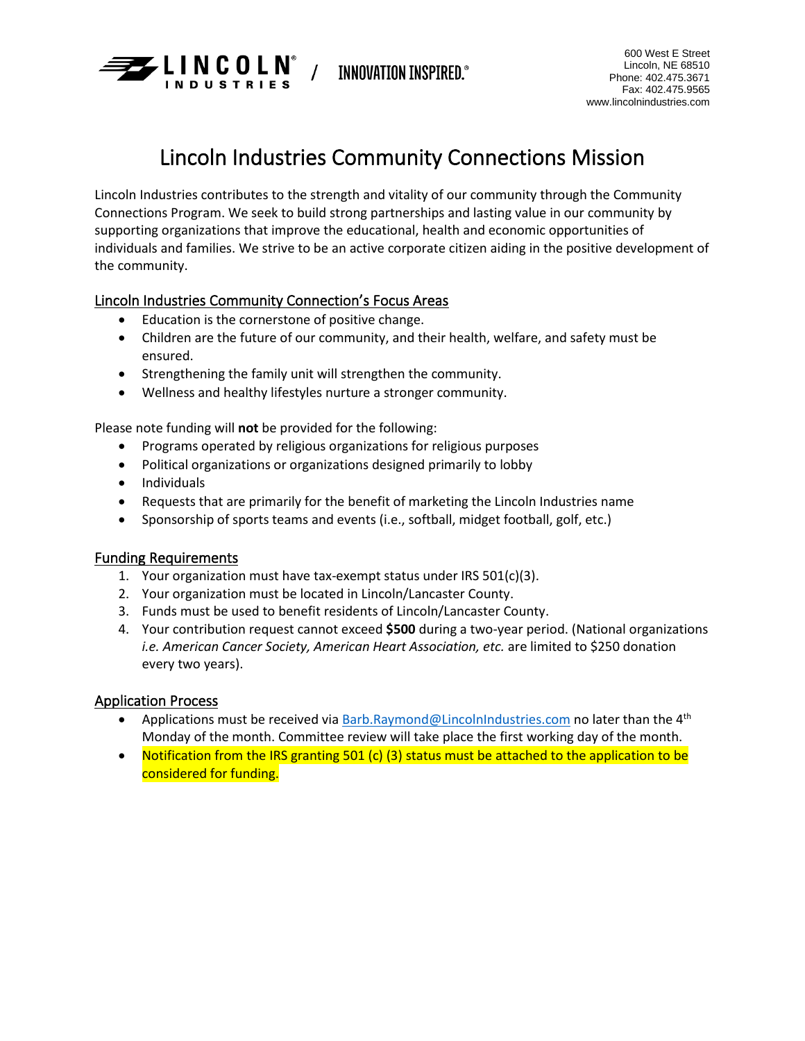LINCOLN INDUSTRIES / INNOVATION INSPIRED.®

600 West E Street
Lincoln, NE 68510
Phone: 402.475.3671
Fax: 402.475.9565
www.lincolnindustries.com

# Lincoln Industries Community Connections Mission

Lincoln Industries contributes to the strength and vitality of our community through the Community Connections Program. We seek to build strong partnerships and lasting value in our community by supporting organizations that improve the educational, health and economic opportunities of individuals and families. We strive to be an active corporate citizen aiding in the positive development of the community.

## Lincoln Industries Community Connection's Focus Areas

- Education is the cornerstone of positive change.
- Children are the future of our community, and their health, welfare, and safety must be ensured.
- Strengthening the family unit will strengthen the community.
- Wellness and healthy lifestyles nurture a stronger community.

Please note funding will **not** be provided for the following:

- Programs operated by religious organizations for religious purposes
- Political organizations or organizations designed primarily to lobby
- Individuals
- Requests that are primarily for the benefit of marketing the Lincoln Industries name
- Sponsorship of sports teams and events (i.e., softball, midget football, golf, etc.)

## Funding Requirements

1. Your organization must have tax-exempt status under IRS 501(c)(3).
2. Your organization must be located in Lincoln/Lancaster County.
3. Funds must be used to benefit residents of Lincoln/Lancaster County.
4. Your contribution request cannot exceed **$500** during a two-year period. (National organizations *i.e. American Cancer Society, American Heart Association, etc.* are limited to $250 donation every two years).

## Application Process

- Applications must be received via Barb.Raymond@LincolnIndustries.com no later than the 4th Monday of the month. Committee review will take place the first working day of the month.
- Notification from the IRS granting 501 (c) (3) status must be attached to the application to be considered for funding.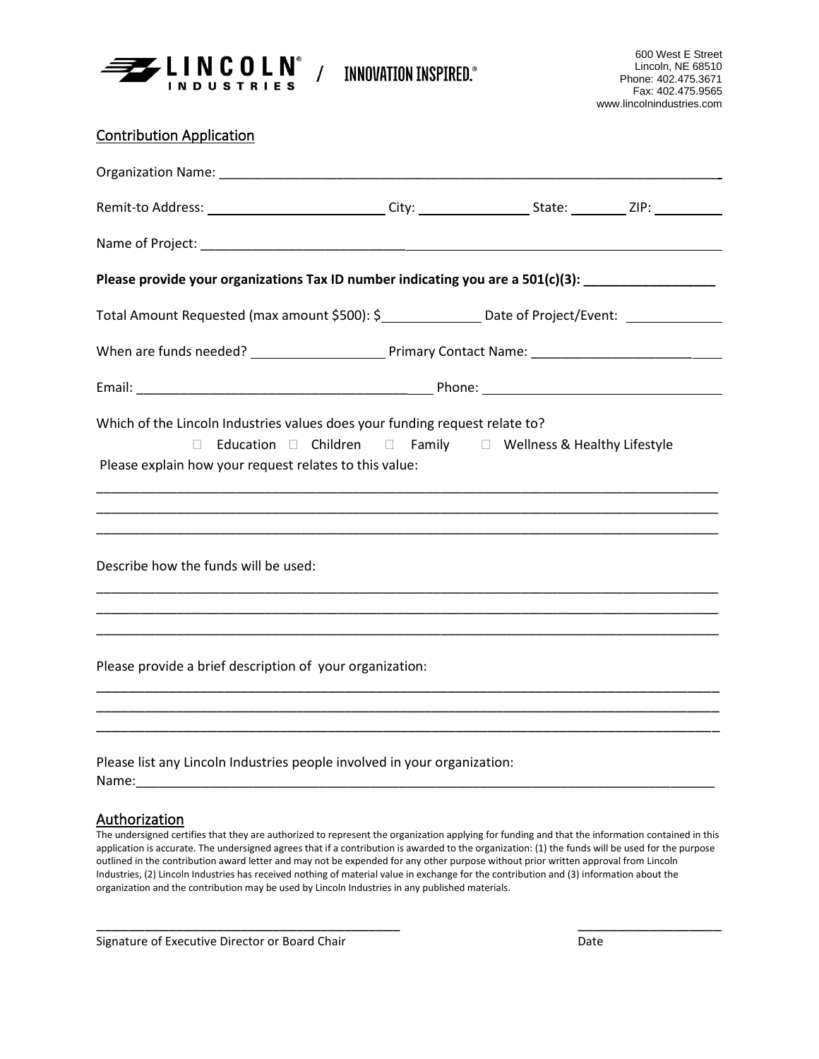LINCOLN INDUSTRIES / INNOVATION INSPIRED.

600 West E Street
Lincoln, NE 68510
Phone: 402.475.3671
Fax: 402.475.9565
www.lincolnindustries.com

## Contribution Application

Organization Name: ______________________________________________________________________

Remit-to Address: ________________________ City: _______________ State: ________ ZIP: _________

Name of Project: ___________________________________________________________________________

**Please provide your organizations Tax ID number indicating you are a 501(c)(3): __________________**

Total Amount Requested (max amount $500): $_____________ Date of Project/Event: _____________

When are funds needed? ___________________ Primary Contact Name: ___________________________

Email: _____________________________________ Phone: ________________________________

Which of the Lincoln Industries values does your funding request relate to?

☐ Education ☐ Children ☐ Family ☐ Wellness & Healthy Lifestyle

Please explain how your request relates to this value:

___________________________________________________________________________________

___________________________________________________________________________________

___________________________________________________________________________________

Describe how the funds will be used:

___________________________________________________________________________________

___________________________________________________________________________________

___________________________________________________________________________________

Please provide a brief description of your organization:

___________________________________________________________________________________

___________________________________________________________________________________

___________________________________________________________________________________

Please list any Lincoln Industries people involved in your organization:

Name:______________________________________________________________________________

## Authorization

The undersigned certifies that they are authorized to represent the organization applying for funding and that the information contained in this application is accurate. The undersigned agrees that if a contribution is awarded to the organization: (1) the funds will be used for the purpose outlined in the contribution award letter and may not be expended for any other purpose without prior written approval from Lincoln Industries, (2) Lincoln Industries has received nothing of material value in exchange for the contribution and (3) information about the organization and the contribution may be used by Lincoln Industries in any published materials.

_____________________________________________ _____________________

Signature of Executive Director or Board Chair Date